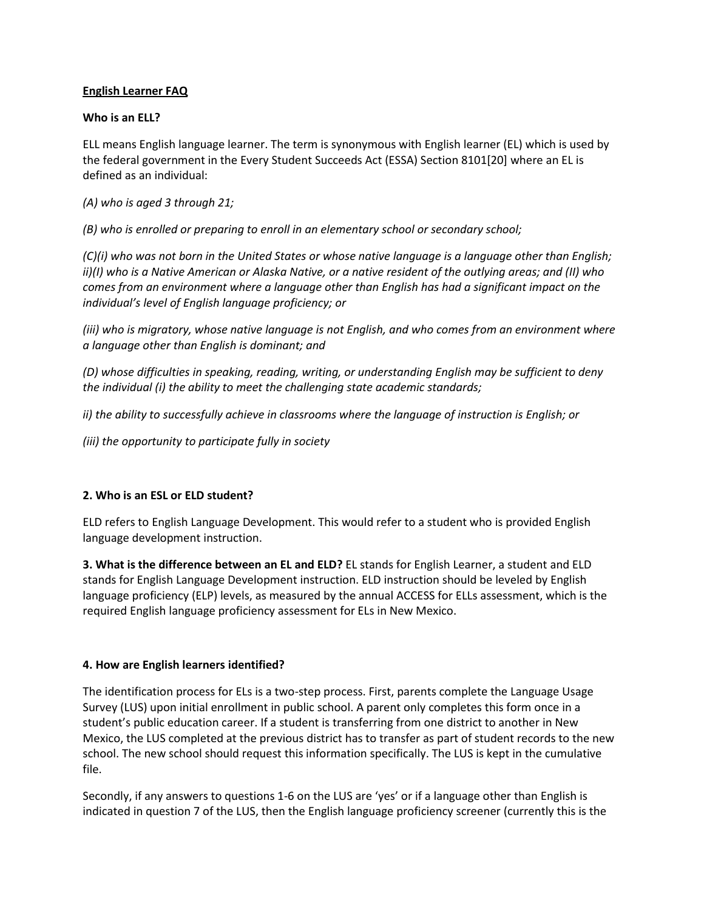**English Learner FAQ**

**Who is an ELL?**

ELL means English language learner. The term is synonymous with English learner (EL) which is used by the federal government in the Every Student Succeeds Act (ESSA) Section 8101[20] where an EL is defined as an individual:

*(A) who is aged 3 through 21;*

*(B) who is enrolled or preparing to enroll in an elementary school or secondary school;*

*(C)(i) who was not born in the United States or whose native language is a language other than English; ii)(I) who is a Native American or Alaska Native, or a native resident of the outlying areas; and (II) who comes from an environment where a language other than English has had a significant impact on the individual's level of English language proficiency; or*

*(iii) who is migratory, whose native language is not English, and who comes from an environment where a language other than English is dominant; and*

*(D) whose difficulties in speaking, reading, writing, or understanding English may be sufficient to deny the individual (i) the ability to meet the challenging state academic standards;*

*ii) the ability to successfully achieve in classrooms where the language of instruction is English; or*

*(iii) the opportunity to participate fully in society*

**2. Who is an ESL or ELD student?**

ELD refers to English Language Development. This would refer to a student who is provided English language development instruction.

**3. What is the difference between an EL and ELD?** EL stands for English Learner, a student and ELD stands for English Language Development instruction. ELD instruction should be leveled by English language proficiency (ELP) levels, as measured by the annual ACCESS for ELLs assessment, which is the required English language proficiency assessment for ELs in New Mexico.

**4. How are English learners identified?**

The identification process for ELs is a two-step process. First, parents complete the Language Usage Survey (LUS) upon initial enrollment in public school. A parent only completes this form once in a student's public education career. If a student is transferring from one district to another in New Mexico, the LUS completed at the previous district has to transfer as part of student records to the new school. The new school should request this information specifically. The LUS is kept in the cumulative file.

Secondly, if any answers to questions 1-6 on the LUS are 'yes' or if a language other than English is indicated in question 7 of the LUS, then the English language proficiency screener (currently this is the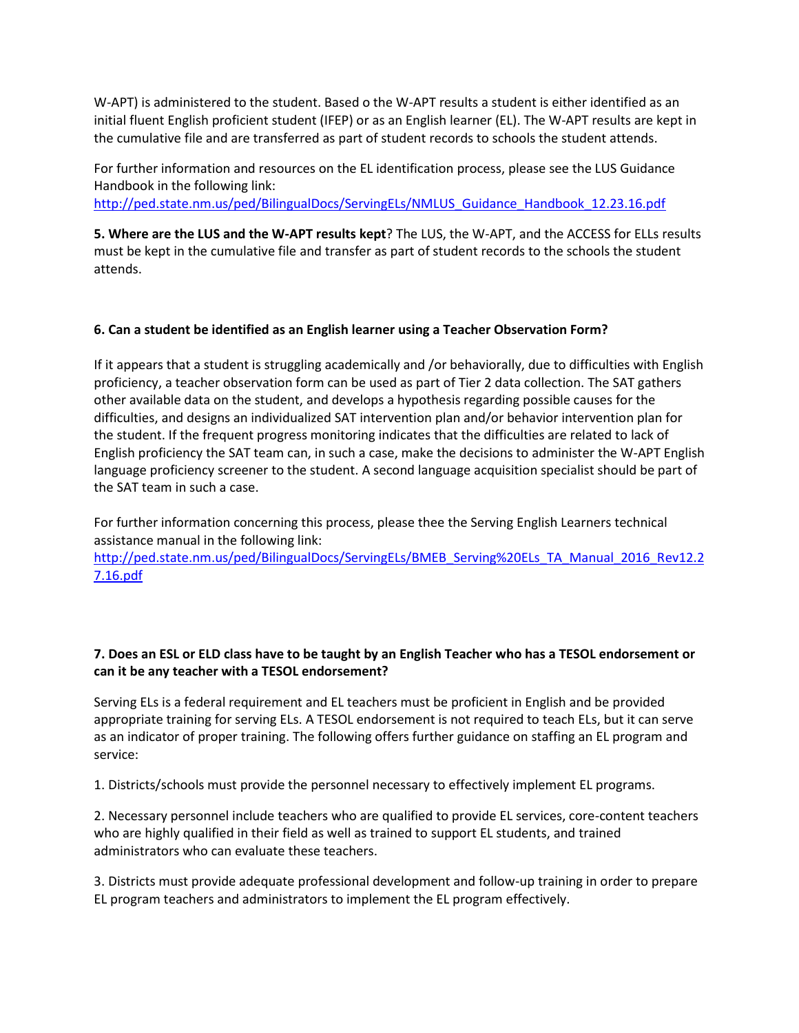W-APT) is administered to the student. Based o the W-APT results a student is either identified as an initial fluent English proficient student (IFEP) or as an English learner (EL). The W-APT results are kept in the cumulative file and are transferred as part of student records to schools the student attends.

For further information and resources on the EL identification process, please see the LUS Guidance Handbook in the following link:
http://ped.state.nm.us/ped/BilingualDocs/ServingELs/NMLUS_Guidance_Handbook_12.23.16.pdf

**5. Where are the LUS and the W-APT results kept**? The LUS, the W-APT, and the ACCESS for ELLs results must be kept in the cumulative file and transfer as part of student records to the schools the student attends.

**6. Can a student be identified as an English learner using a Teacher Observation Form?**

If it appears that a student is struggling academically and /or behaviorally, due to difficulties with English proficiency, a teacher observation form can be used as part of Tier 2 data collection. The SAT gathers other available data on the student, and develops a hypothesis regarding possible causes for the difficulties, and designs an individualized SAT intervention plan and/or behavior intervention plan for the student. If the frequent progress monitoring indicates that the difficulties are related to lack of English proficiency the SAT team can, in such a case, make the decisions to administer the W-APT English language proficiency screener to the student. A second language acquisition specialist should be part of the SAT team in such a case.

For further information concerning this process, please thee the Serving English Learners technical assistance manual in the following link:
http://ped.state.nm.us/ped/BilingualDocs/ServingELs/BMEB_Serving%20ELs_TA_Manual_2016_Rev12.27.16.pdf

**7. Does an ESL or ELD class have to be taught by an English Teacher who has a TESOL endorsement or can it be any teacher with a TESOL endorsement?**

Serving ELs is a federal requirement and EL teachers must be proficient in English and be provided appropriate training for serving ELs. A TESOL endorsement is not required to teach ELs, but it can serve as an indicator of proper training. The following offers further guidance on staffing an EL program and service:

1. Districts/schools must provide the personnel necessary to effectively implement EL programs.

2. Necessary personnel include teachers who are qualified to provide EL services, core-content teachers who are highly qualified in their field as well as trained to support EL students, and trained administrators who can evaluate these teachers.

3. Districts must provide adequate professional development and follow-up training in order to prepare EL program teachers and administrators to implement the EL program effectively.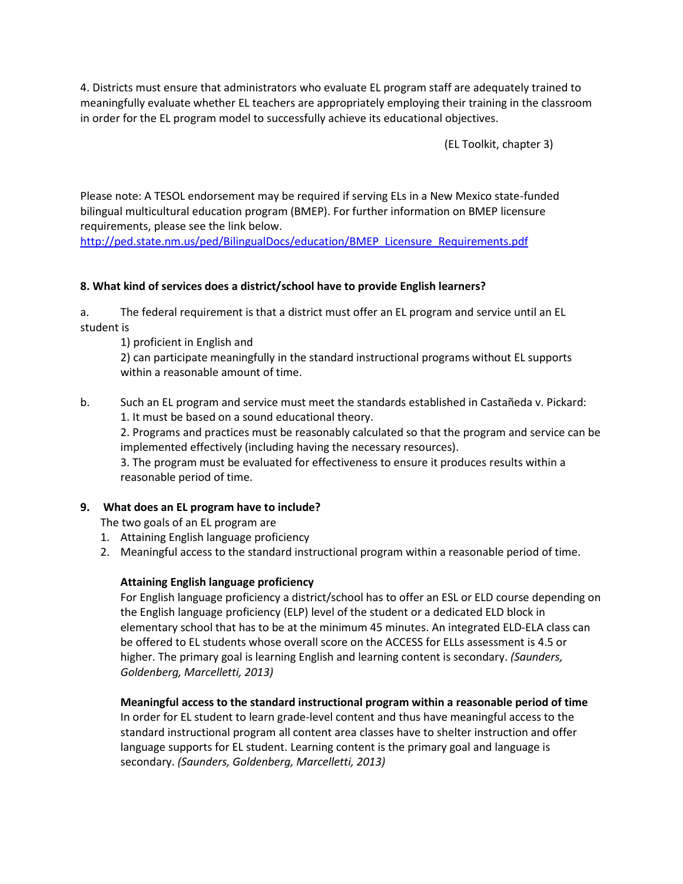4. Districts must ensure that administrators who evaluate EL program staff are adequately trained to meaningfully evaluate whether EL teachers are appropriately employing their training in the classroom in order for the EL program model to successfully achieve its educational objectives.

(EL Toolkit, chapter 3)

Please note: A TESOL endorsement may be required if serving ELs in a New Mexico state-funded bilingual multicultural education program (BMEP). For further information on BMEP licensure requirements, please see the link below.
http://ped.state.nm.us/ped/BilingualDocs/education/BMEP_Licensure_Requirements.pdf

**8. What kind of services does a district/school have to provide English learners?**

a. The federal requirement is that a district must offer an EL program and service until an EL student is

1) proficient in English and
2) can participate meaningfully in the standard instructional programs without EL supports within a reasonable amount of time.

b. Such an EL program and service must meet the standards established in Castañeda v. Pickard:

1. It must be based on a sound educational theory.
2. Programs and practices must be reasonably calculated so that the program and service can be implemented effectively (including having the necessary resources).
3. The program must be evaluated for effectiveness to ensure it produces results within a reasonable period of time.

**9. What does an EL program have to include?**

The two goals of an EL program are

1. Attaining English language proficiency
2. Meaningful access to the standard instructional program within a reasonable period of time.

**Attaining English language proficiency**

For English language proficiency a district/school has to offer an ESL or ELD course depending on the English language proficiency (ELP) level of the student or a dedicated ELD block in elementary school that has to be at the minimum 45 minutes. An integrated ELD-ELA class can be offered to EL students whose overall score on the ACCESS for ELLs assessment is 4.5 or higher. The primary goal is learning English and learning content is secondary. *(Saunders, Goldenberg, Marcelletti, 2013)*

**Meaningful access to the standard instructional program within a reasonable period of time**

In order for EL student to learn grade-level content and thus have meaningful access to the standard instructional program all content area classes have to shelter instruction and offer language supports for EL student. Learning content is the primary goal and language is secondary. *(Saunders, Goldenberg, Marcelletti, 2013)*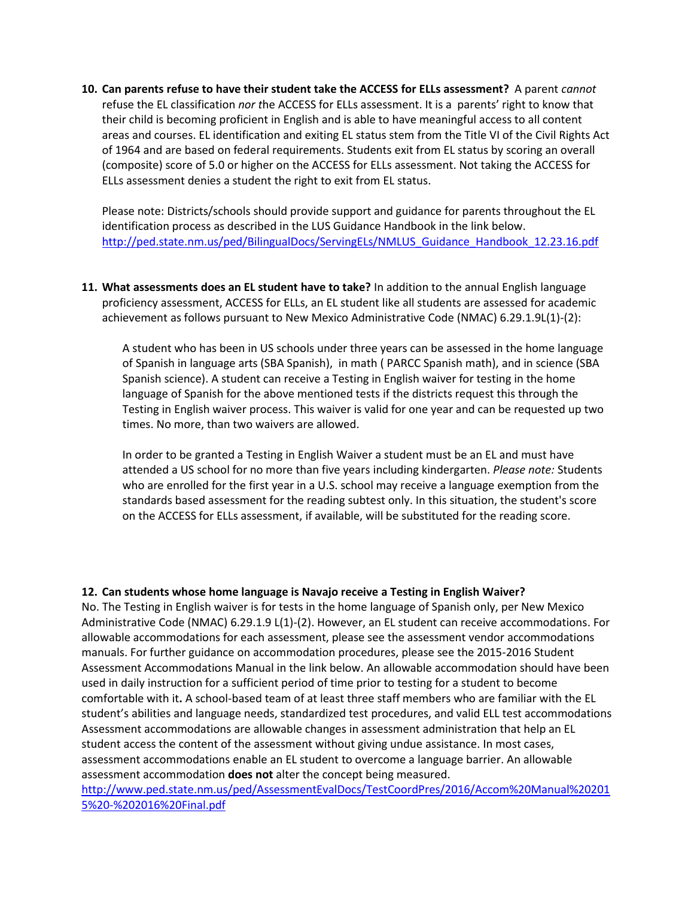10. **Can parents refuse to have their student take the ACCESS for ELLs assessment?** A parent *cannot* refuse the EL classification *nor t*he ACCESS for ELLs assessment. It is a parents' right to know that their child is becoming proficient in English and is able to have meaningful access to all content areas and courses. EL identification and exiting EL status stem from the Title VI of the Civil Rights Act of 1964 and are based on federal requirements. Students exit from EL status by scoring an overall (composite) score of 5.0 or higher on the ACCESS for ELLs assessment. Not taking the ACCESS for ELLs assessment denies a student the right to exit from EL status.

    Please note: Districts/schools should provide support and guidance for parents throughout the EL identification process as described in the LUS Guidance Handbook in the link below. http://ped.state.nm.us/ped/BilingualDocs/ServingELs/NMLUS_Guidance_Handbook_12.23.16.pdf

11. **What assessments does an EL student have to take?** In addition to the annual English language proficiency assessment, ACCESS for ELLs, an EL student like all students are assessed for academic achievement as follows pursuant to New Mexico Administrative Code (NMAC) 6.29.1.9L(1)-(2):

    A student who has been in US schools under three years can be assessed in the home language of Spanish in language arts (SBA Spanish), in math ( PARCC Spanish math), and in science (SBA Spanish science). A student can receive a Testing in English waiver for testing in the home language of Spanish for the above mentioned tests if the districts request this through the Testing in English waiver process. This waiver is valid for one year and can be requested up two times. No more, than two waivers are allowed.

    In order to be granted a Testing in English Waiver a student must be an EL and must have attended a US school for no more than five years including kindergarten. *Please note:* Students who are enrolled for the first year in a U.S. school may receive a language exemption from the standards based assessment for the reading subtest only. In this situation, the student's score on the ACCESS for ELLs assessment, if available, will be substituted for the reading score.

**12. Can students whose home language is Navajo receive a Testing in English Waiver?**
No. The Testing in English waiver is for tests in the home language of Spanish only, per New Mexico Administrative Code (NMAC) 6.29.1.9 L(1)-(2). However, an EL student can receive accommodations. For allowable accommodations for each assessment, please see the assessment vendor accommodations manuals. For further guidance on accommodation procedures, please see the 2015-2016 Student Assessment Accommodations Manual in the link below. An allowable accommodation should have been used in daily instruction for a sufficient period of time prior to testing for a student to become comfortable with it**.** A school-based team of at least three staff members who are familiar with the EL student's abilities and language needs, standardized test procedures, and valid ELL test accommodations Assessment accommodations are allowable changes in assessment administration that help an EL student access the content of the assessment without giving undue assistance. In most cases, assessment accommodations enable an EL student to overcome a language barrier. An allowable assessment accommodation **does not** alter the concept being measured.
http://www.ped.state.nm.us/ped/AssessmentEvalDocs/TestCoordPres/2016/Accom%20Manual%202015%20-%202016%20Final.pdf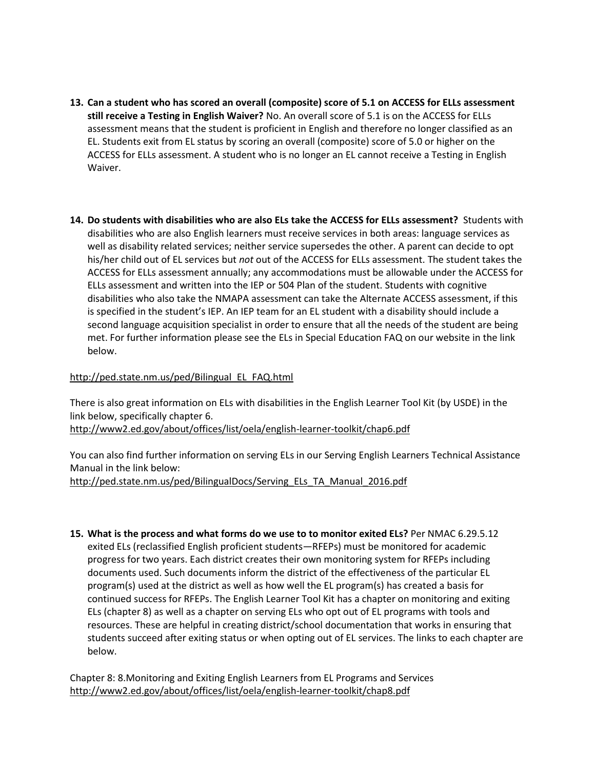13. **Can a student who has scored an overall (composite) score of 5.1 on ACCESS for ELLs assessment still receive a Testing in English Waiver?** No. An overall score of 5.1 is on the ACCESS for ELLs assessment means that the student is proficient in English and therefore no longer classified as an EL. Students exit from EL status by scoring an overall (composite) score of 5.0 or higher on the ACCESS for ELLs assessment. A student who is no longer an EL cannot receive a Testing in English Waiver.

14. **Do students with disabilities who are also ELs take the ACCESS for ELLs assessment?** Students with disabilities who are also English learners must receive services in both areas: language services as well as disability related services; neither service supersedes the other. A parent can decide to opt his/her child out of EL services but *not* out of the ACCESS for ELLs assessment. The student takes the ACCESS for ELLs assessment annually; any accommodations must be allowable under the ACCESS for ELLs assessment and written into the IEP or 504 Plan of the student. Students with cognitive disabilities who also take the NMAPA assessment can take the Alternate ACCESS assessment, if this is specified in the student's IEP. An IEP team for an EL student with a disability should include a second language acquisition specialist in order to ensure that all the needs of the student are being met. For further information please see the ELs in Special Education FAQ on our website in the link below.

http://ped.state.nm.us/ped/Bilingual_EL_FAQ.html

There is also great information on ELs with disabilities in the English Learner Tool Kit (by USDE) in the link below, specifically chapter 6.
http://www2.ed.gov/about/offices/list/oela/english-learner-toolkit/chap6.pdf

You can also find further information on serving ELs in our Serving English Learners Technical Assistance Manual in the link below:
http://ped.state.nm.us/ped/BilingualDocs/Serving_ELs_TA_Manual_2016.pdf

15. **What is the process and what forms do we use to to monitor exited ELs?** Per NMAC 6.29.5.12 exited ELs (reclassified English proficient students—RFEPs) must be monitored for academic progress for two years. Each district creates their own monitoring system for RFEPs including documents used. Such documents inform the district of the effectiveness of the particular EL program(s) used at the district as well as how well the EL program(s) has created a basis for continued success for RFEPs. The English Learner Tool Kit has a chapter on monitoring and exiting ELs (chapter 8) as well as a chapter on serving ELs who opt out of EL programs with tools and resources. These are helpful in creating district/school documentation that works in ensuring that students succeed after exiting status or when opting out of EL services. The links to each chapter are below.

Chapter 8: 8.Monitoring and Exiting English Learners from EL Programs and Services
http://www2.ed.gov/about/offices/list/oela/english-learner-toolkit/chap8.pdf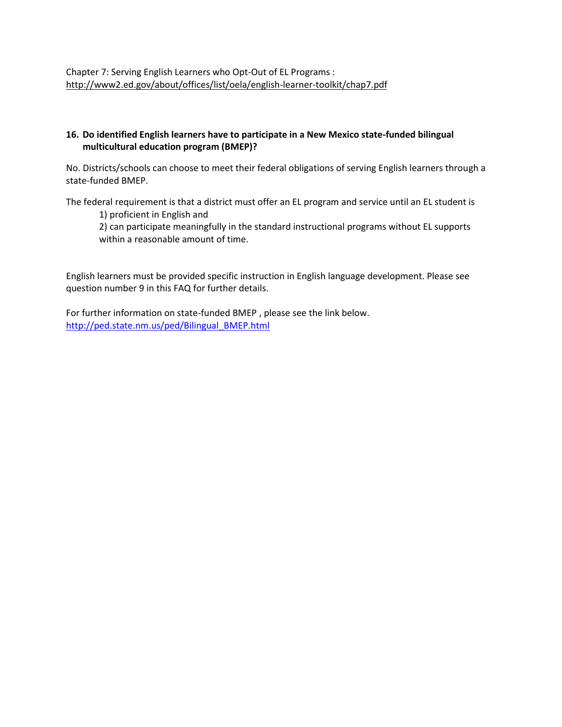Chapter 7: Serving English Learners who Opt-Out of EL Programs :
http://www2.ed.gov/about/offices/list/oela/english-learner-toolkit/chap7.pdf

**16. Do identified English learners have to participate in a New Mexico state-funded bilingual multicultural education program (BMEP)?**

No. Districts/schools can choose to meet their federal obligations of serving English learners through a state-funded BMEP.

The federal requirement is that a district must offer an EL program and service until an EL student is

1) proficient in English and
2) can participate meaningfully in the standard instructional programs without EL supports within a reasonable amount of time.

English learners must be provided specific instruction in English language development. Please see question number 9 in this FAQ for further details.

For further information on state-funded BMEP , please see the link below.
http://ped.state.nm.us/ped/Bilingual_BMEP.html